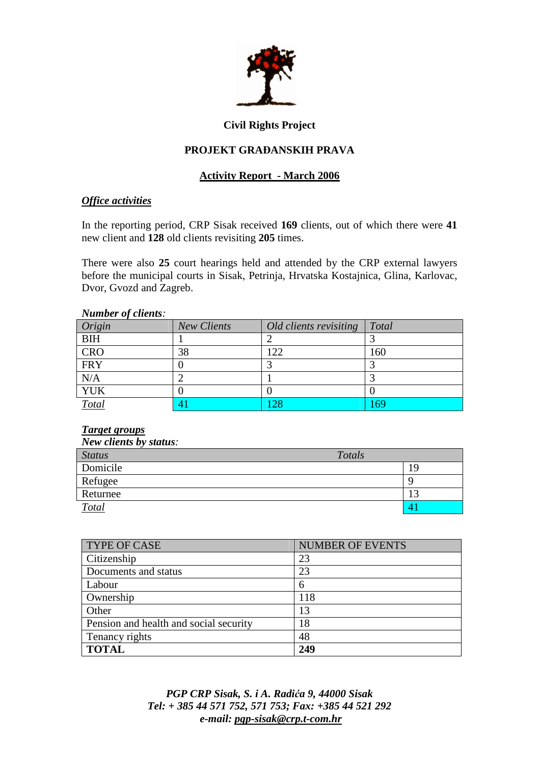# Civil Rights Project

# PROJEKT GRAĐANSKIH PRAVA

## Activity Report - March 2006

### *Office activities*

In the reporting period, CRP Sisak received **169** clients, out of which there were **41** new client and **128** old clients revisiting **205** times.

There were also **25** court hearings held and attended by the CRP external lawyers before the municipal courts in Sisak, Petrinja, Hrvatska Kostajnica, Glina, Karlovac, Dvor, Gvozd and Zagreb.

***Number of clients**:*

| *Origin* | *New Clients* | *Old clients revisiting* | *Total* |
|---|---|---|---|
| BIH | 1 | 2 | 3 |
| CRO | 38 | 122 | 160 |
| FRY | 0 | 3 | 3 |
| N/A | 2 | 1 | 3 |
| YUK | 0 | 0 | 0 |
| *Total* | 41 | 128 | 169 |

***Target groups***

***New clients by status**:*

| *Status* | *Totals* |
|---|---|
| Domicile | 19 |
| Refugee | 9 |
| Returnee | 13 |
| *Total* | 41 |

| TYPE OF CASE | NUMBER OF EVENTS |
|---|---|
| Citizenship | 23 |
| Documents and status | 23 |
| Labour | 6 |
| Ownership | 118 |
| Other | 13 |
| Pension and health and social security | 18 |
| Tenancy rights | 48 |
| **TOTAL** | **249** |

*PGP CRP Sisak, S. i A. Radića 9, 44000 Sisak*
*Tel: + 385 44 571 752, 571 753; Fax: +385 44 521 292*
*e-mail: pgp-sisak@crp.t-com.hr*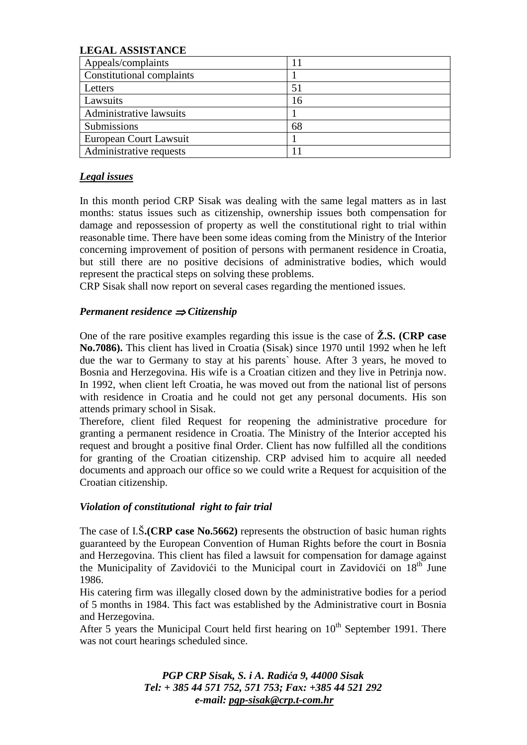**LEGAL ASSISTANCE**

| Appeals/complaints | 11 |
|---|---|
| Constitutional complaints | 1 |
| Letters | 51 |
| Lawsuits | 16 |
| Administrative lawsuits | 1 |
| Submissions | 68 |
| European Court Lawsuit | 1 |
| Administrative requests | 11 |

***Legal issues***

In this month period CRP Sisak was dealing with the same legal matters as in last months: status issues such as citizenship, ownership issues both compensation for damage and repossession of property as well the constitutional right to trial within reasonable time. There have been some ideas coming from the Ministry of the Interior concerning improvement of position of persons with permanent residence in Croatia, but still there are no positive decisions of administrative bodies, which would represent the practical steps on solving these problems.

CRP Sisak shall now report on several cases regarding the mentioned issues.

***Permanent residence ⇒ Citizenship***

One of the rare positive examples regarding this issue is the case of **Ž.S. (CRP case No.7086).** This client has lived in Croatia (Sisak) since 1970 until 1992 when he left due the war to Germany to stay at his parents` house. After 3 years, he moved to Bosnia and Herzegovina. His wife is a Croatian citizen and they live in Petrinja now. In 1992, when client left Croatia, he was moved out from the national list of persons with residence in Croatia and he could not get any personal documents. His son attends primary school in Sisak.

Therefore, client filed Request for reopening the administrative procedure for granting a permanent residence in Croatia. The Ministry of the Interior accepted his request and brought a positive final Order. Client has now fulfilled all the conditions for granting of the Croatian citizenship. CRP advised him to acquire all needed documents and approach our office so we could write a Request for acquisition of the Croatian citizenship.

***Violation of constitutional right to fair trial***

The case of I.Š**.(CRP case No.5662)** represents the obstruction of basic human rights guaranteed by the European Convention of Human Rights before the court in Bosnia and Herzegovina. This client has filed a lawsuit for compensation for damage against the Municipality of Zavidovići to the Municipal court in Zavidovići on 18th June 1986.

His catering firm was illegally closed down by the administrative bodies for a period of 5 months in 1984. This fact was established by the Administrative court in Bosnia and Herzegovina.

After 5 years the Municipal Court held first hearing on 10th September 1991. There was not court hearings scheduled since.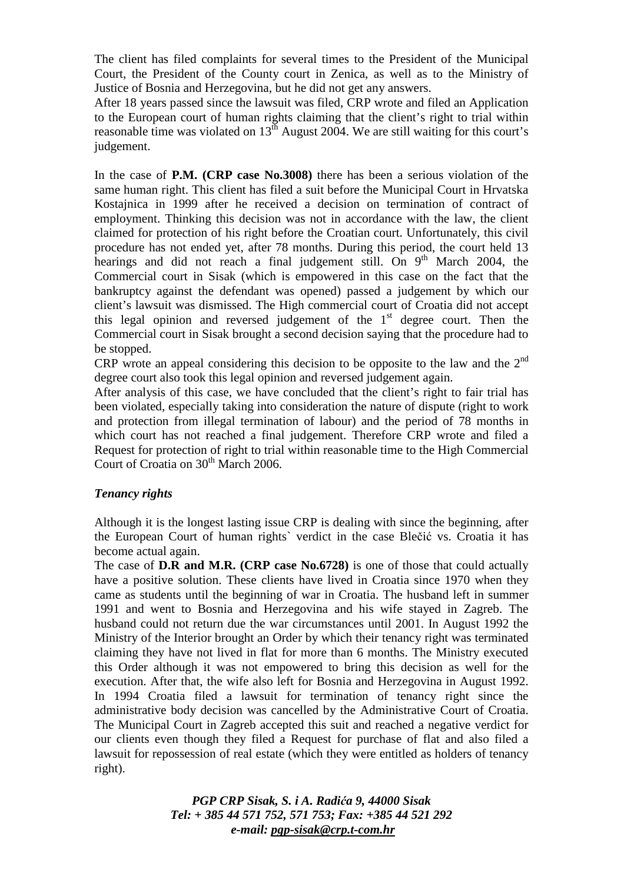The client has filed complaints for several times to the President of the Municipal Court, the President of the County court in Zenica, as well as to the Ministry of Justice of Bosnia and Herzegovina, but he did not get any answers.

After 18 years passed since the lawsuit was filed, CRP wrote and filed an Application to the European court of human rights claiming that the client's right to trial within reasonable time was violated on 13th August 2004. We are still waiting for this court's judgement.

In the case of **P.M. (CRP case No.3008)** there has been a serious violation of the same human right. This client has filed a suit before the Municipal Court in Hrvatska Kostajnica in 1999 after he received a decision on termination of contract of employment. Thinking this decision was not in accordance with the law, the client claimed for protection of his right before the Croatian court. Unfortunately, this civil procedure has not ended yet, after 78 months. During this period, the court held 13 hearings and did not reach a final judgement still. On 9th March 2004, the Commercial court in Sisak (which is empowered in this case on the fact that the bankruptcy against the defendant was opened) passed a judgement by which our client's lawsuit was dismissed. The High commercial court of Croatia did not accept this legal opinion and reversed judgement of the 1st degree court. Then the Commercial court in Sisak brought a second decision saying that the procedure had to be stopped.

CRP wrote an appeal considering this decision to be opposite to the law and the 2nd degree court also took this legal opinion and reversed judgement again.

After analysis of this case, we have concluded that the client's right to fair trial has been violated, especially taking into consideration the nature of dispute (right to work and protection from illegal termination of labour) and the period of 78 months in which court has not reached a final judgement. Therefore CRP wrote and filed a Request for protection of right to trial within reasonable time to the High Commercial Court of Croatia on 30th March 2006.

***Tenancy rights***

Although it is the longest lasting issue CRP is dealing with since the beginning, after the European Court of human rights` verdict in the case Blečić vs. Croatia it has become actual again.

The case of **D.R and M.R. (CRP case No.6728)** is one of those that could actually have a positive solution. These clients have lived in Croatia since 1970 when they came as students until the beginning of war in Croatia. The husband left in summer 1991 and went to Bosnia and Herzegovina and his wife stayed in Zagreb. The husband could not return due the war circumstances until 2001. In August 1992 the Ministry of the Interior brought an Order by which their tenancy right was terminated claiming they have not lived in flat for more than 6 months. The Ministry executed this Order although it was not empowered to bring this decision as well for the execution. After that, the wife also left for Bosnia and Herzegovina in August 1992. In 1994 Croatia filed a lawsuit for termination of tenancy right since the administrative body decision was cancelled by the Administrative Court of Croatia. The Municipal Court in Zagreb accepted this suit and reached a negative verdict for our clients even though they filed a Request for purchase of flat and also filed a lawsuit for repossession of real estate (which they were entitled as holders of tenancy right).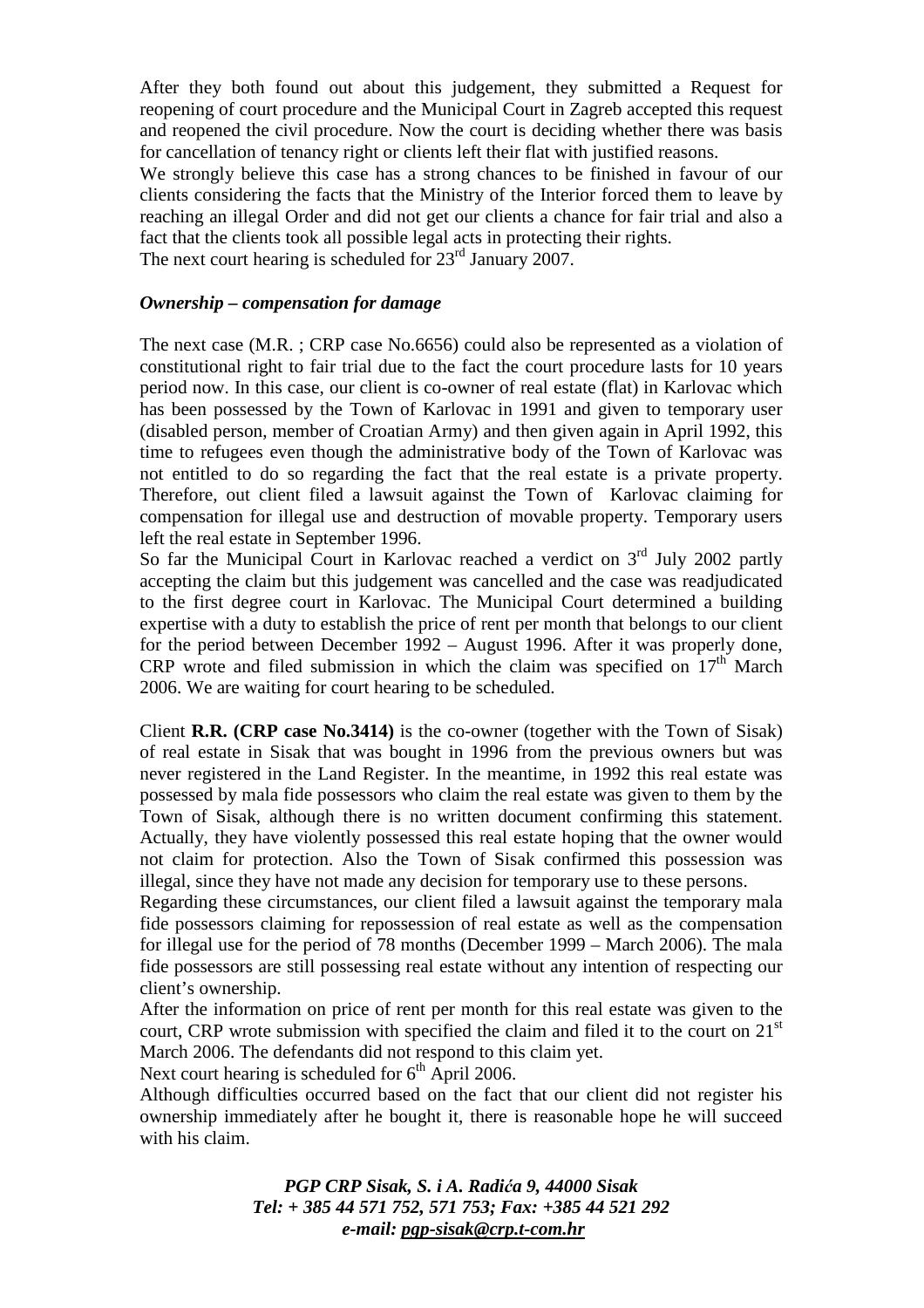After they both found out about this judgement, they submitted a Request for reopening of court procedure and the Municipal Court in Zagreb accepted this request and reopened the civil procedure. Now the court is deciding whether there was basis for cancellation of tenancy right or clients left their flat with justified reasons.

We strongly believe this case has a strong chances to be finished in favour of our clients considering the facts that the Ministry of the Interior forced them to leave by reaching an illegal Order and did not get our clients a chance for fair trial and also a fact that the clients took all possible legal acts in protecting their rights.

The next court hearing is scheduled for 23rd January 2007.

***Ownership – compensation for damage***

The next case (M.R. ; CRP case No.6656) could also be represented as a violation of constitutional right to fair trial due to the fact the court procedure lasts for 10 years period now. In this case, our client is co-owner of real estate (flat) in Karlovac which has been possessed by the Town of Karlovac in 1991 and given to temporary user (disabled person, member of Croatian Army) and then given again in April 1992, this time to refugees even though the administrative body of the Town of Karlovac was not entitled to do so regarding the fact that the real estate is a private property. Therefore, out client filed a lawsuit against the Town of Karlovac claiming for compensation for illegal use and destruction of movable property. Temporary users left the real estate in September 1996.

So far the Municipal Court in Karlovac reached a verdict on 3rd July 2002 partly accepting the claim but this judgement was cancelled and the case was readjudicated to the first degree court in Karlovac. The Municipal Court determined a building expertise with a duty to establish the price of rent per month that belongs to our client for the period between December 1992 – August 1996. After it was properly done, CRP wrote and filed submission in which the claim was specified on 17th March 2006. We are waiting for court hearing to be scheduled.

Client **R.R. (CRP case No.3414)** is the co-owner (together with the Town of Sisak) of real estate in Sisak that was bought in 1996 from the previous owners but was never registered in the Land Register. In the meantime, in 1992 this real estate was possessed by mala fide possessors who claim the real estate was given to them by the Town of Sisak, although there is no written document confirming this statement. Actually, they have violently possessed this real estate hoping that the owner would not claim for protection. Also the Town of Sisak confirmed this possession was illegal, since they have not made any decision for temporary use to these persons.

Regarding these circumstances, our client filed a lawsuit against the temporary mala fide possessors claiming for repossession of real estate as well as the compensation for illegal use for the period of 78 months (December 1999 – March 2006). The mala fide possessors are still possessing real estate without any intention of respecting our client's ownership.

After the information on price of rent per month for this real estate was given to the court, CRP wrote submission with specified the claim and filed it to the court on 21st March 2006. The defendants did not respond to this claim yet.

Next court hearing is scheduled for 6th April 2006.

Although difficulties occurred based on the fact that our client did not register his ownership immediately after he bought it, there is reasonable hope he will succeed with his claim.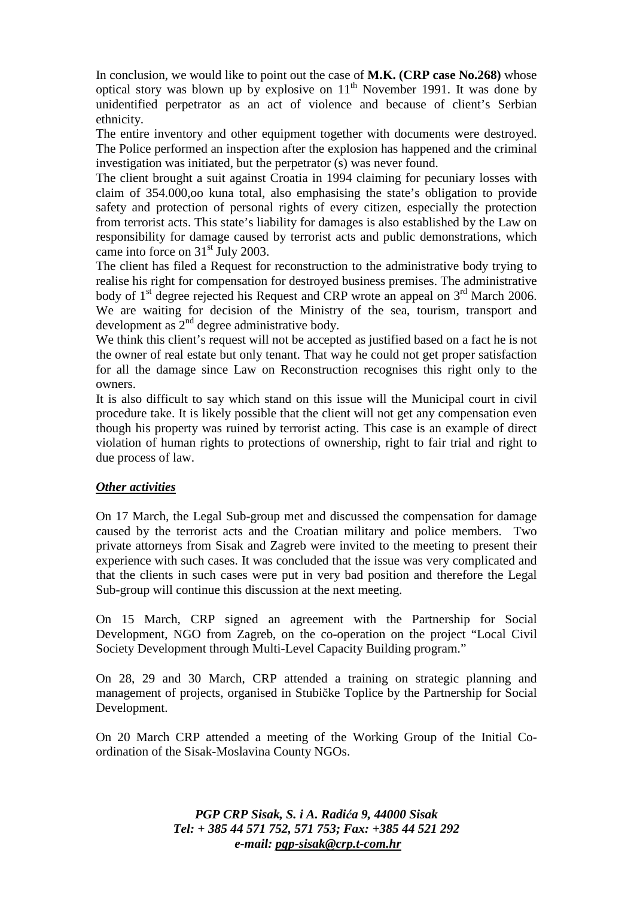In conclusion, we would like to point out the case of **M.K. (CRP case No.268)** whose optical story was blown up by explosive on 11th November 1991. It was done by unidentified perpetrator as an act of violence and because of client's Serbian ethnicity.

The entire inventory and other equipment together with documents were destroyed. The Police performed an inspection after the explosion has happened and the criminal investigation was initiated, but the perpetrator (s) was never found.

The client brought a suit against Croatia in 1994 claiming for pecuniary losses with claim of 354.000,oo kuna total, also emphasising the state's obligation to provide safety and protection of personal rights of every citizen, especially the protection from terrorist acts. This state's liability for damages is also established by the Law on responsibility for damage caused by terrorist acts and public demonstrations, which came into force on 31st July 2003.

The client has filed a Request for reconstruction to the administrative body trying to realise his right for compensation for destroyed business premises. The administrative body of 1st degree rejected his Request and CRP wrote an appeal on 3rd March 2006. We are waiting for decision of the Ministry of the sea, tourism, transport and development as 2nd degree administrative body.

We think this client's request will not be accepted as justified based on a fact he is not the owner of real estate but only tenant. That way he could not get proper satisfaction for all the damage since Law on Reconstruction recognises this right only to the owners.

It is also difficult to say which stand on this issue will the Municipal court in civil procedure take. It is likely possible that the client will not get any compensation even though his property was ruined by terrorist acting. This case is an example of direct violation of human rights to protections of ownership, right to fair trial and right to due process of law.

***Other activities***

On 17 March, the Legal Sub-group met and discussed the compensation for damage caused by the terrorist acts and the Croatian military and police members. Two private attorneys from Sisak and Zagreb were invited to the meeting to present their experience with such cases. It was concluded that the issue was very complicated and that the clients in such cases were put in very bad position and therefore the Legal Sub-group will continue this discussion at the next meeting.

On 15 March, CRP signed an agreement with the Partnership for Social Development, NGO from Zagreb, on the co-operation on the project "Local Civil Society Development through Multi-Level Capacity Building program."

On 28, 29 and 30 March, CRP attended a training on strategic planning and management of projects, organised in Stubičke Toplice by the Partnership for Social Development.

On 20 March CRP attended a meeting of the Working Group of the Initial Co-ordination of the Sisak-Moslavina County NGOs.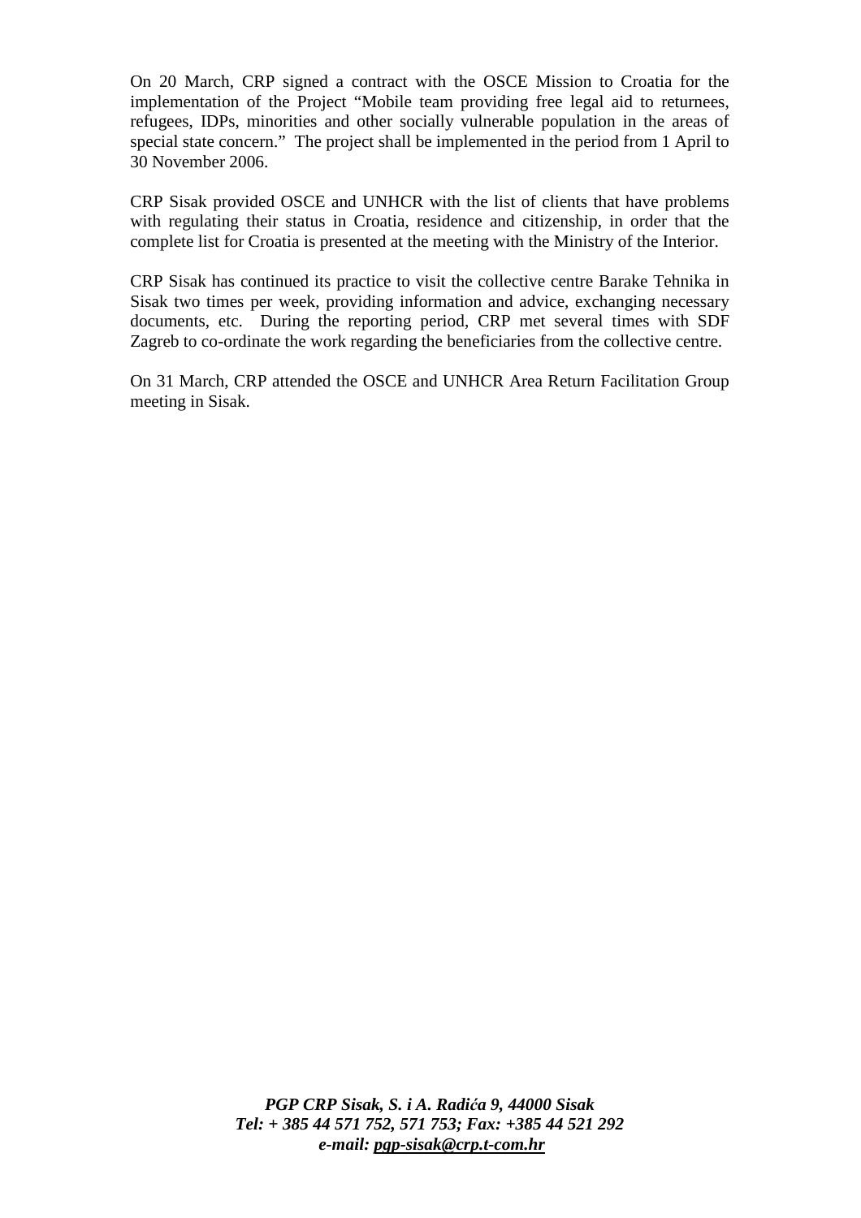On 20 March, CRP signed a contract with the OSCE Mission to Croatia for the implementation of the Project "Mobile team providing free legal aid to returnees, refugees, IDPs, minorities and other socially vulnerable population in the areas of special state concern." The project shall be implemented in the period from 1 April to 30 November 2006.

CRP Sisak provided OSCE and UNHCR with the list of clients that have problems with regulating their status in Croatia, residence and citizenship, in order that the complete list for Croatia is presented at the meeting with the Ministry of the Interior.

CRP Sisak has continued its practice to visit the collective centre Barake Tehnika in Sisak two times per week, providing information and advice, exchanging necessary documents, etc. During the reporting period, CRP met several times with SDF Zagreb to co-ordinate the work regarding the beneficiaries from the collective centre.

On 31 March, CRP attended the OSCE and UNHCR Area Return Facilitation Group meeting in Sisak.